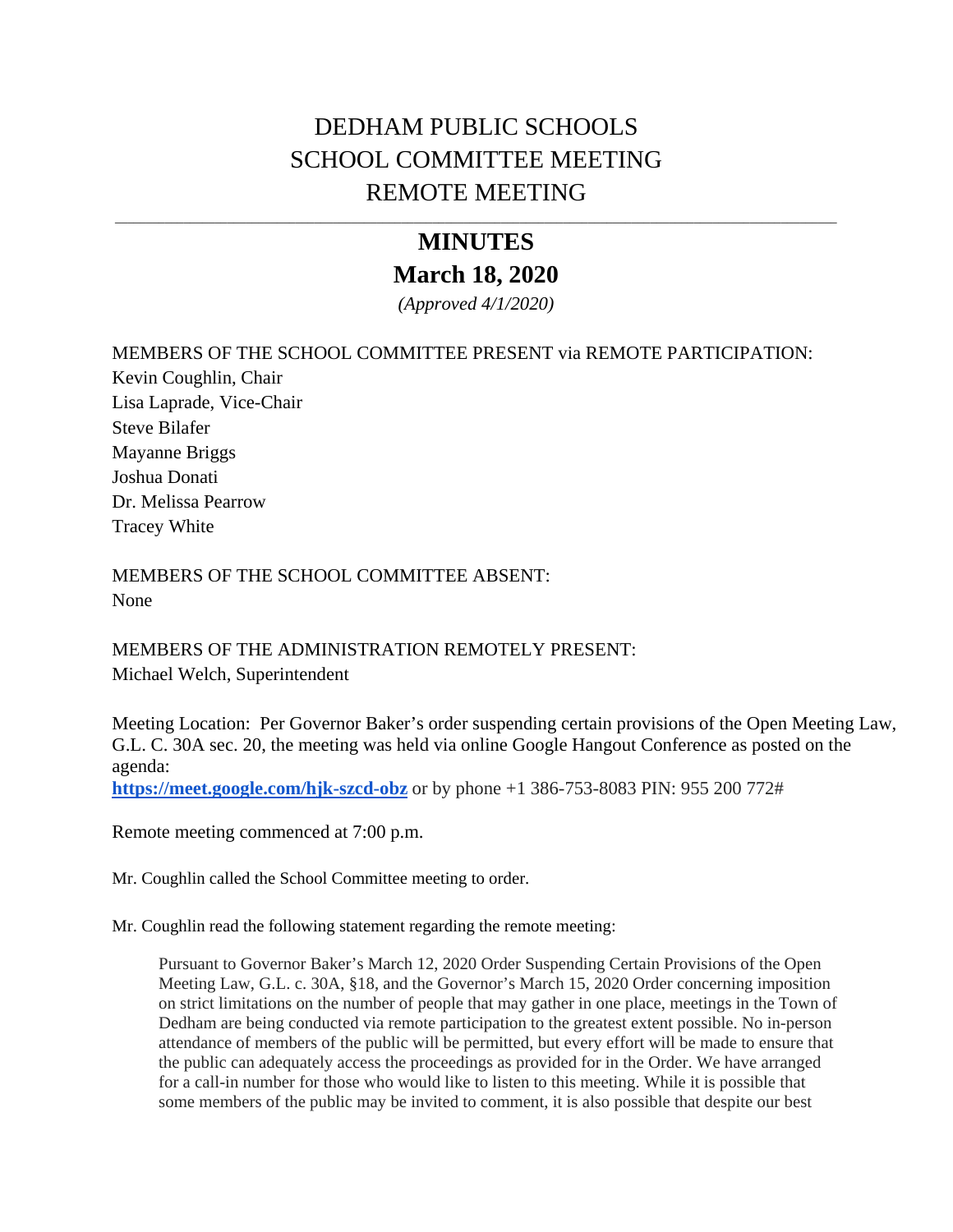# DEDHAM PUBLIC SCHOOLS
# SCHOOL COMMITTEE MEETING
# REMOTE MEETING

---

## MINUTES
## March 18, 2020

*(Approved 4/1/2020)*

MEMBERS OF THE SCHOOL COMMITTEE PRESENT via REMOTE PARTICIPATION:
Kevin Coughlin, Chair
Lisa Laprade, Vice-Chair
Steve Bilafer
Mayanne Briggs
Joshua Donati
Dr. Melissa Pearrow
Tracey White

MEMBERS OF THE SCHOOL COMMITTEE ABSENT:
None

MEMBERS OF THE ADMINISTRATION REMOTELY PRESENT:
Michael Welch, Superintendent

Meeting Location: Per Governor Baker's order suspending certain provisions of the Open Meeting Law, G.L. C. 30A sec. 20, the meeting was held via online Google Hangout Conference as posted on the agenda:
**https://meet.google.com/hjk-szcd-obz** or by phone +1 386-753-8083 PIN: 955 200 772#

Remote meeting commenced at 7:00 p.m.

Mr. Coughlin called the School Committee meeting to order.

Mr. Coughlin read the following statement regarding the remote meeting:

> Pursuant to Governor Baker's March 12, 2020 Order Suspending Certain Provisions of the Open Meeting Law, G.L. c. 30A, §18, and the Governor's March 15, 2020 Order concerning imposition on strict limitations on the number of people that may gather in one place, meetings in the Town of Dedham are being conducted via remote participation to the greatest extent possible. No in-person attendance of members of the public will be permitted, but every effort will be made to ensure that the public can adequately access the proceedings as provided for in the Order. We have arranged for a call-in number for those who would like to listen to this meeting. While it is possible that some members of the public may be invited to comment, it is also possible that despite our best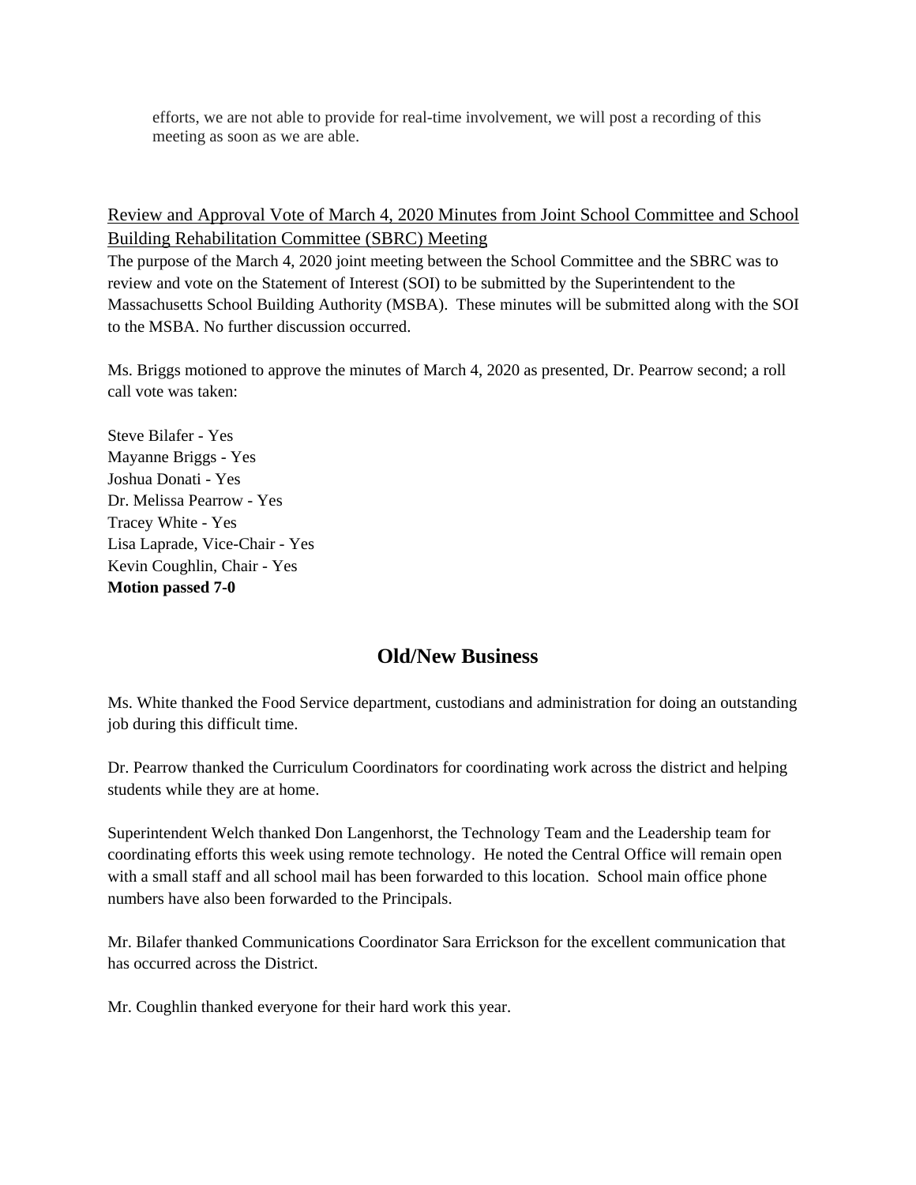efforts, we are not able to provide for real-time involvement, we will post a recording of this meeting as soon as we are able.

<u>Review and Approval Vote of March 4, 2020 Minutes from Joint School Committee and School Building Rehabilitation Committee (SBRC) Meeting</u>

The purpose of the March 4, 2020 joint meeting between the School Committee and the SBRC was to review and vote on the Statement of Interest (SOI) to be submitted by the Superintendent to the Massachusetts School Building Authority (MSBA). These minutes will be submitted along with the SOI to the MSBA. No further discussion occurred.

Ms. Briggs motioned to approve the minutes of March 4, 2020 as presented, Dr. Pearrow second; a roll call vote was taken:

Steve Bilafer - Yes
Mayanne Briggs - Yes
Joshua Donati - Yes
Dr. Melissa Pearrow - Yes
Tracey White - Yes
Lisa Laprade, Vice-Chair - Yes
Kevin Coughlin, Chair - Yes
**Motion passed 7-0**

## Old/New Business

Ms. White thanked the Food Service department, custodians and administration for doing an outstanding job during this difficult time.

Dr. Pearrow thanked the Curriculum Coordinators for coordinating work across the district and helping students while they are at home.

Superintendent Welch thanked Don Langenhorst, the Technology Team and the Leadership team for coordinating efforts this week using remote technology. He noted the Central Office will remain open with a small staff and all school mail has been forwarded to this location. School main office phone numbers have also been forwarded to the Principals.

Mr. Bilafer thanked Communications Coordinator Sara Errickson for the excellent communication that has occurred across the District.

Mr. Coughlin thanked everyone for their hard work this year.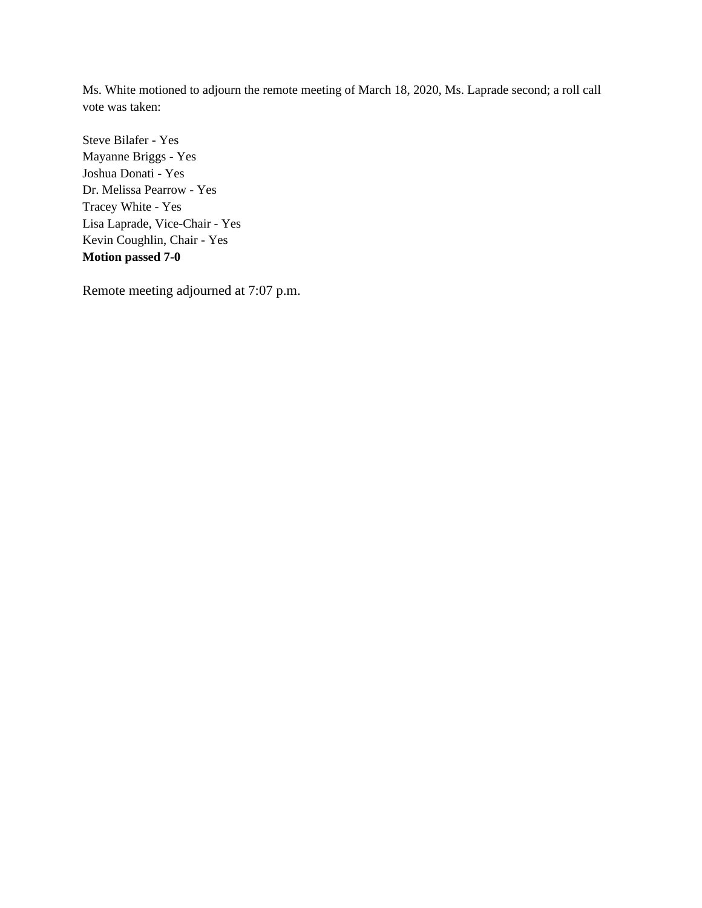Ms. White motioned to adjourn the remote meeting of March 18, 2020, Ms. Laprade second; a roll call vote was taken:

Steve Bilafer - Yes
Mayanne Briggs - Yes
Joshua Donati - Yes
Dr. Melissa Pearrow - Yes
Tracey White - Yes
Lisa Laprade, Vice-Chair - Yes
Kevin Coughlin, Chair - Yes
**Motion passed 7-0**

Remote meeting adjourned at 7:07 p.m.